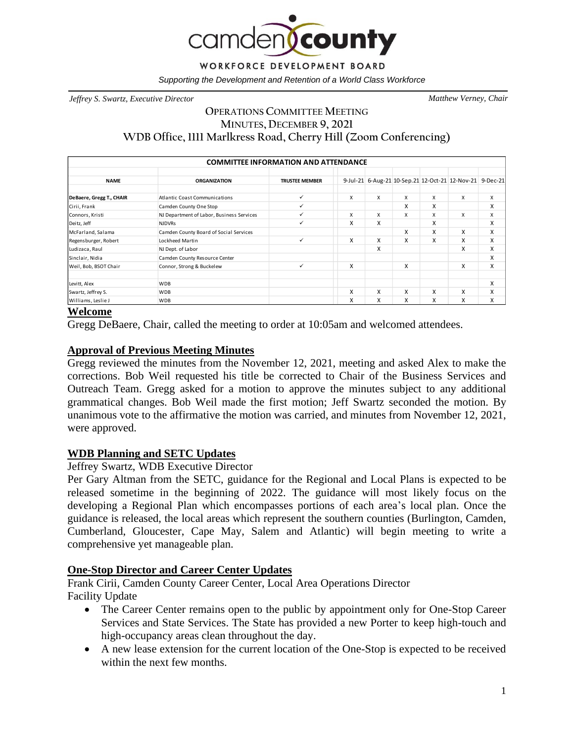**camden county**

**WORKFORCE DEVELOPMENT BOARD**

*Supporting the Development and Retention of a World Class Workforce*

*Jeffrey S. Swartz, Executive Director* | *Matthew Verney, Chair*

# OPERATIONS COMMITTEE MEETING
## MINUTES, DECEMBER 9, 2021
## WDB Office, 1111 Marlkress Road, Cherry Hill (Zoom Conferencing)

| COMMITTEE INFORMATION AND ATTENDANCE | | | | | | | | |
|---|---|---|---|---|---|---|---|---|
| **NAME** | **ORGANIZATION** | **TRUSTEE MEMBER** | 9-Jul-21 | 6-Aug-21 | 10-Sep.21 | 12-Oct-21 | 12-Nov-21 | 9-Dec-21 |
| **DeBaere, Gregg T., CHAIR** | Atlantic Coast Communications | ✓ | X | X | X | X | X | X |
| Cirii, Frank | Camden County One Stop | ✓ | | | X | X | | X |
| Connors, Kristi | NJ Department of Labor, Business Services | ✓ | X | X | X | X | X | X |
| Deitz, Jeff | NJDVRs | ✓ | X | X | | X | | X |
| McFarland, Salama | Camden County Board of Social Services | | | | X | X | X | X |
| Regensburger, Robert | Lockheed Martin | ✓ | X | X | X | X | X | X |
| Ludizaca, Raul | NJ Dept. of Labor | | | X | | | X | X |
| Sinclair, Nidia | Camden County Resource Center | | | | | | | X |
| Weil, Bob, BSOT Chair | Connor, Strong & Buckelew | ✓ | X | | X | | X | X |
| | | | | | | | | |
| Levitt, Alex | WDB | | | | | | | X |
| Swartz, Jeffrey S. | WDB | | X | X | X | X | X | X |
| Williams, Leslie J | WDB | | X | X | X | X | X | X |

## Welcome

Gregg DeBaere, Chair, called the meeting to order at 10:05am and welcomed attendees.

## Approval of Previous Meeting Minutes

Gregg reviewed the minutes from the November 12, 2021, meeting and asked Alex to make the corrections. Bob Weil requested his title be corrected to Chair of the Business Services and Outreach Team. Gregg asked for a motion to approve the minutes subject to any additional grammatical changes. Bob Weil made the first motion; Jeff Swartz seconded the motion. By unanimous vote to the affirmative the motion was carried, and minutes from November 12, 2021, were approved.

## WDB Planning and SETC Updates

Jeffrey Swartz, WDB Executive Director

Per Gary Altman from the SETC, guidance for the Regional and Local Plans is expected to be released sometime in the beginning of 2022. The guidance will most likely focus on the developing a Regional Plan which encompasses portions of each area's local plan. Once the guidance is released, the local areas which represent the southern counties (Burlington, Camden, Cumberland, Gloucester, Cape May, Salem and Atlantic) will begin meeting to write a comprehensive yet manageable plan.

## One-Stop Director and Career Center Updates

Frank Cirii, Camden County Career Center, Local Area Operations Director

Facility Update

- The Career Center remains open to the public by appointment only for One-Stop Career Services and State Services. The State has provided a new Porter to keep high-touch and high-occupancy areas clean throughout the day.
- A new lease extension for the current location of the One-Stop is expected to be received within the next few months.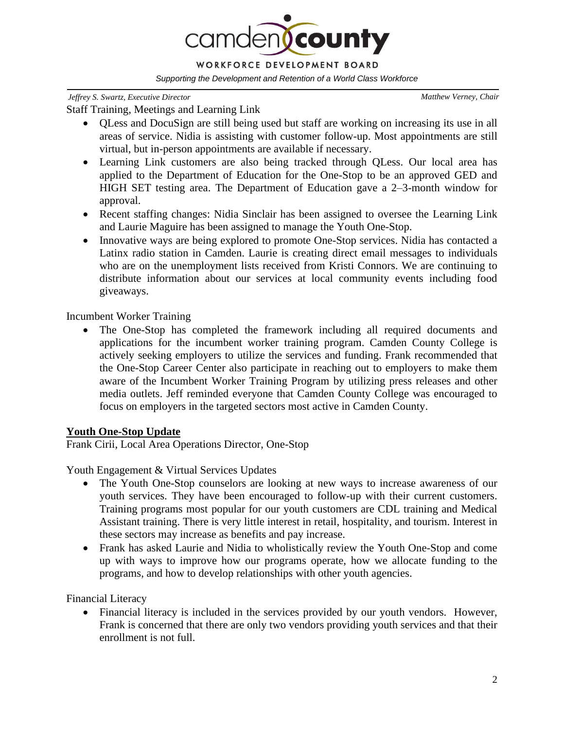Staff Training, Meetings and Learning Link

- QLess and DocuSign are still being used but staff are working on increasing its use in all areas of service. Nidia is assisting with customer follow-up. Most appointments are still virtual, but in-person appointments are available if necessary.
- Learning Link customers are also being tracked through QLess. Our local area has applied to the Department of Education for the One-Stop to be an approved GED and HIGH SET testing area. The Department of Education gave a 2–3-month window for approval.
- Recent staffing changes: Nidia Sinclair has been assigned to oversee the Learning Link and Laurie Maguire has been assigned to manage the Youth One-Stop.
- Innovative ways are being explored to promote One-Stop services. Nidia has contacted a Latinx radio station in Camden. Laurie is creating direct email messages to individuals who are on the unemployment lists received from Kristi Connors. We are continuing to distribute information about our services at local community events including food giveaways.

Incumbent Worker Training

- The One-Stop has completed the framework including all required documents and applications for the incumbent worker training program. Camden County College is actively seeking employers to utilize the services and funding. Frank recommended that the One-Stop Career Center also participate in reaching out to employers to make them aware of the Incumbent Worker Training Program by utilizing press releases and other media outlets. Jeff reminded everyone that Camden County College was encouraged to focus on employers in the targeted sectors most active in Camden County.

## Youth One-Stop Update

Frank Cirii, Local Area Operations Director, One-Stop

Youth Engagement & Virtual Services Updates

- The Youth One-Stop counselors are looking at new ways to increase awareness of our youth services. They have been encouraged to follow-up with their current customers. Training programs most popular for our youth customers are CDL training and Medical Assistant training. There is very little interest in retail, hospitality, and tourism. Interest in these sectors may increase as benefits and pay increase.
- Frank has asked Laurie and Nidia to wholistically review the Youth One-Stop and come up with ways to improve how our programs operate, how we allocate funding to the programs, and how to develop relationships with other youth agencies.

Financial Literacy

- Financial literacy is included in the services provided by our youth vendors. However, Frank is concerned that there are only two vendors providing youth services and that their enrollment is not full.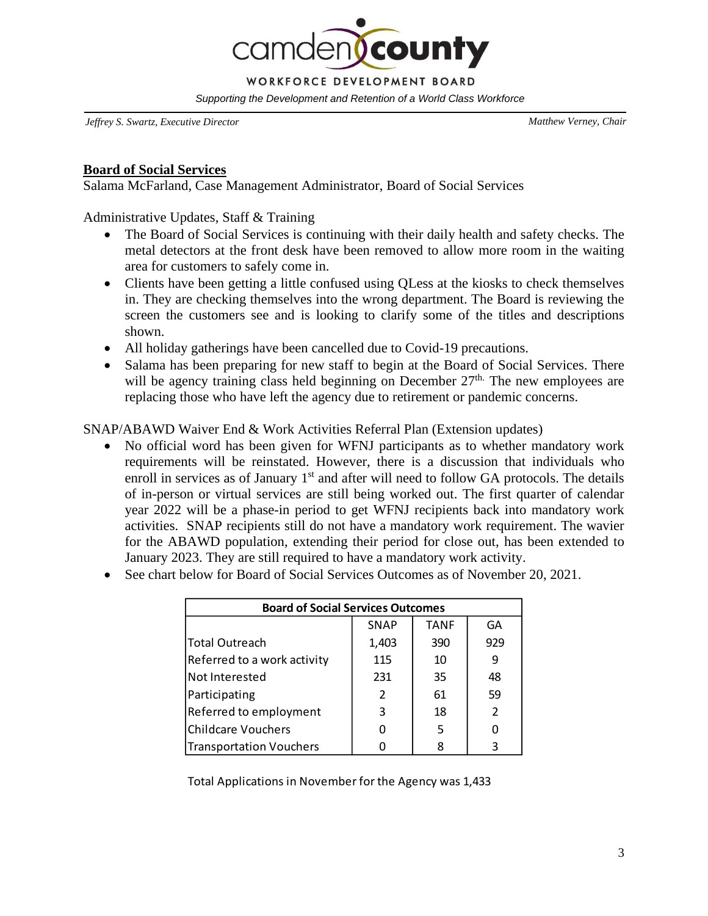**Board of Social Services**

Salama McFarland, Case Management Administrator, Board of Social Services

Administrative Updates, Staff & Training

- The Board of Social Services is continuing with their daily health and safety checks. The metal detectors at the front desk have been removed to allow more room in the waiting area for customers to safely come in.
- Clients have been getting a little confused using QLess at the kiosks to check themselves in. They are checking themselves into the wrong department. The Board is reviewing the screen the customers see and is looking to clarify some of the titles and descriptions shown.
- All holiday gatherings have been cancelled due to Covid-19 precautions.
- Salama has been preparing for new staff to begin at the Board of Social Services. There will be agency training class held beginning on December 27th. The new employees are replacing those who have left the agency due to retirement or pandemic concerns.

SNAP/ABAWD Waiver End & Work Activities Referral Plan (Extension updates)

- No official word has been given for WFNJ participants as to whether mandatory work requirements will be reinstated. However, there is a discussion that individuals who enroll in services as of January 1st and after will need to follow GA protocols. The details of in-person or virtual services are still being worked out. The first quarter of calendar year 2022 will be a phase-in period to get WFNJ recipients back into mandatory work activities. SNAP recipients still do not have a mandatory work requirement. The wavier for the ABAWD population, extending their period for close out, has been extended to January 2023. They are still required to have a mandatory work activity.
- See chart below for Board of Social Services Outcomes as of November 20, 2021.

| Board of Social Services Outcomes | | | |
|---|---|---|---|
| | SNAP | TANF | GA |
| Total Outreach | 1,403 | 390 | 929 |
| Referred to a work activity | 115 | 10 | 9 |
| Not Interested | 231 | 35 | 48 |
| Participating | 2 | 61 | 59 |
| Referred to employment | 3 | 18 | 2 |
| Childcare Vouchers | 0 | 5 | 0 |
| Transportation Vouchers | 0 | 8 | 3 |

Total Applications in November for the Agency was 1,433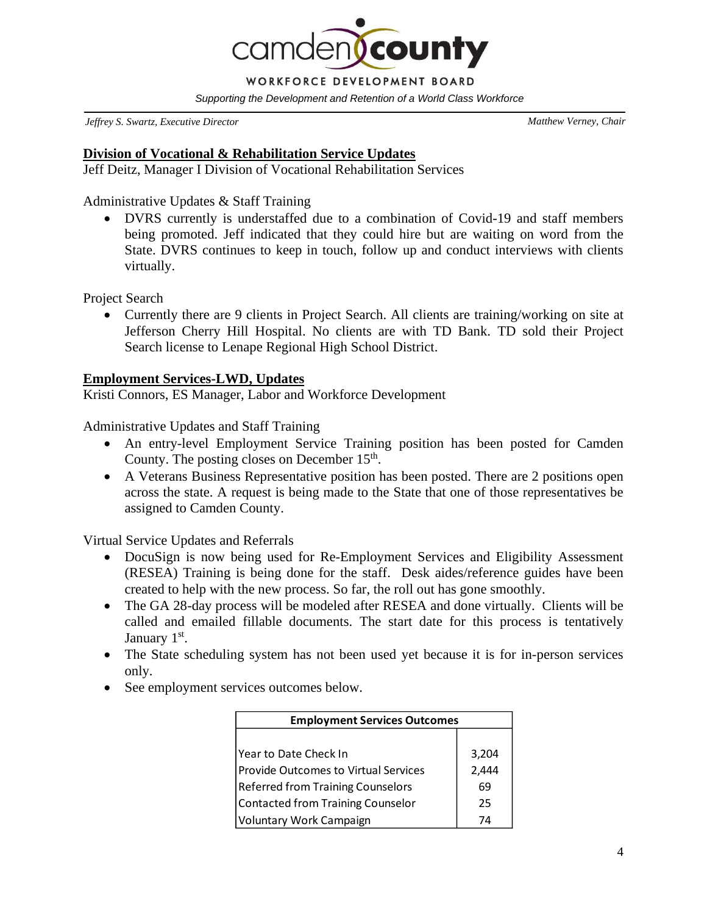# camden county

WORKFORCE DEVELOPMENT BOARD

*Supporting the Development and Retention of a World Class Workforce*

*Jeffrey S. Swartz, Executive Director* | *Matthew Verney, Chair*

**Division of Vocational & Rehabilitation Service Updates**

Jeff Deitz, Manager I Division of Vocational Rehabilitation Services

Administrative Updates & Staff Training

- DVRS currently is understaffed due to a combination of Covid-19 and staff members being promoted. Jeff indicated that they could hire but are waiting on word from the State. DVRS continues to keep in touch, follow up and conduct interviews with clients virtually.

Project Search

- Currently there are 9 clients in Project Search. All clients are training/working on site at Jefferson Cherry Hill Hospital. No clients are with TD Bank. TD sold their Project Search license to Lenape Regional High School District.

**Employment Services-LWD, Updates**

Kristi Connors, ES Manager, Labor and Workforce Development

Administrative Updates and Staff Training

- An entry-level Employment Service Training position has been posted for Camden County. The posting closes on December 15th.
- A Veterans Business Representative position has been posted. There are 2 positions open across the state. A request is being made to the State that one of those representatives be assigned to Camden County.

Virtual Service Updates and Referrals

- DocuSign is now being used for Re-Employment Services and Eligibility Assessment (RESEA) Training is being done for the staff. Desk aides/reference guides have been created to help with the new process. So far, the roll out has gone smoothly.
- The GA 28-day process will be modeled after RESEA and done virtually. Clients will be called and emailed fillable documents. The start date for this process is tentatively January 1st.
- The State scheduling system has not been used yet because it is for in-person services only.
- See employment services outcomes below.

| Employment Services Outcomes | |
|---|---|
| Year to Date Check In | 3,204 |
| Provide Outcomes to Virtual Services | 2,444 |
| Referred from Training Counselors | 69 |
| Contacted from Training Counselor | 25 |
| Voluntary Work Campaign | 74 |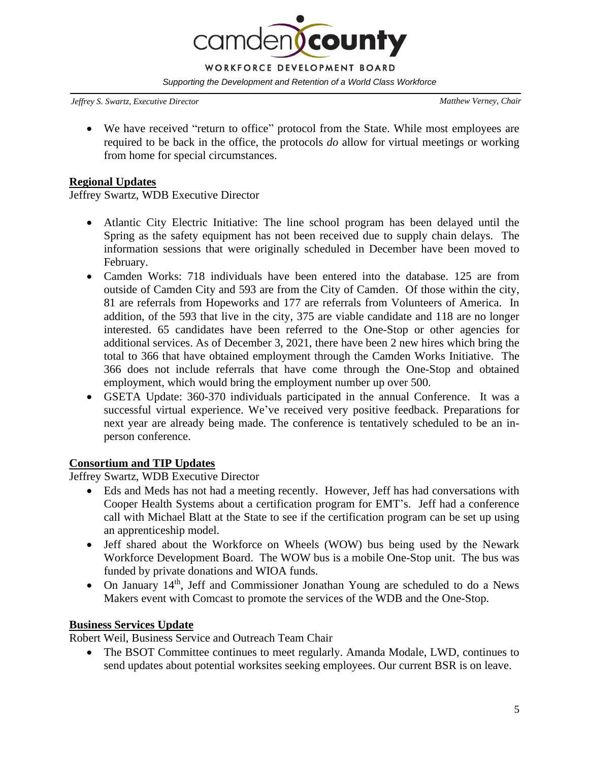- We have received "return to office" protocol from the State. While most employees are required to be back in the office, the protocols *do* allow for virtual meetings or working from home for special circumstances.

## Regional Updates

Jeffrey Swartz, WDB Executive Director

- Atlantic City Electric Initiative: The line school program has been delayed until the Spring as the safety equipment has not been received due to supply chain delays. The information sessions that were originally scheduled in December have been moved to February.
- Camden Works: 718 individuals have been entered into the database. 125 are from outside of Camden City and 593 are from the City of Camden. Of those within the city, 81 are referrals from Hopeworks and 177 are referrals from Volunteers of America. In addition, of the 593 that live in the city, 375 are viable candidate and 118 are no longer interested. 65 candidates have been referred to the One-Stop or other agencies for additional services. As of December 3, 2021, there have been 2 new hires which bring the total to 366 that have obtained employment through the Camden Works Initiative. The 366 does not include referrals that have come through the One-Stop and obtained employment, which would bring the employment number up over 500.
- GSETA Update: 360-370 individuals participated in the annual Conference. It was a successful virtual experience. We've received very positive feedback. Preparations for next year are already being made. The conference is tentatively scheduled to be an in-person conference.

## Consortium and TIP Updates

Jeffrey Swartz, WDB Executive Director

- Eds and Meds has not had a meeting recently. However, Jeff has had conversations with Cooper Health Systems about a certification program for EMT's. Jeff had a conference call with Michael Blatt at the State to see if the certification program can be set up using an apprenticeship model.
- Jeff shared about the Workforce on Wheels (WOW) bus being used by the Newark Workforce Development Board. The WOW bus is a mobile One-Stop unit. The bus was funded by private donations and WIOA funds.
- On January 14th, Jeff and Commissioner Jonathan Young are scheduled to do a News Makers event with Comcast to promote the services of the WDB and the One-Stop.

## Business Services Update

Robert Weil, Business Service and Outreach Team Chair

- The BSOT Committee continues to meet regularly. Amanda Modale, LWD, continues to send updates about potential worksites seeking employees. Our current BSR is on leave.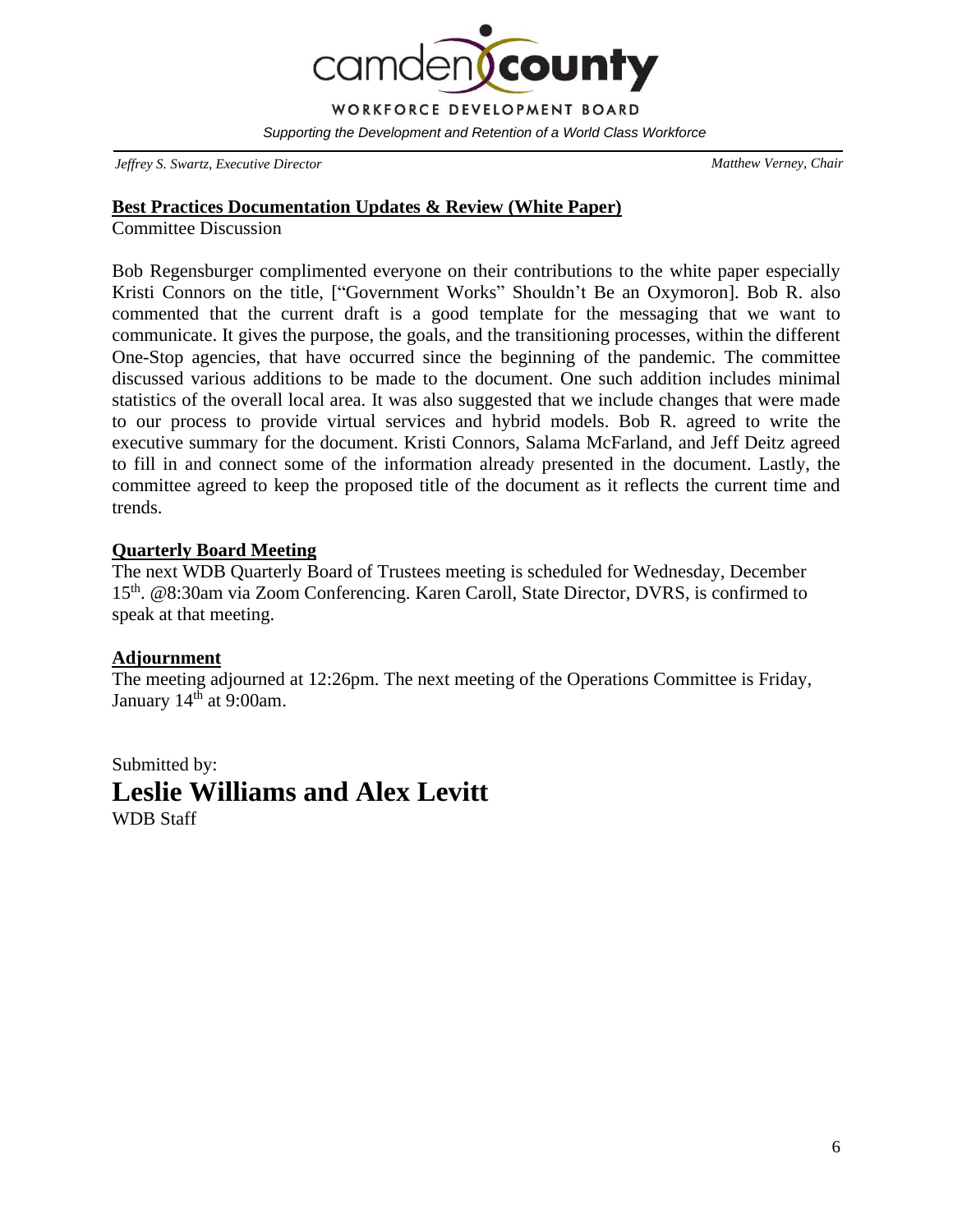## Best Practices Documentation Updates & Review (White Paper)

Committee Discussion

Bob Regensburger complimented everyone on their contributions to the white paper especially Kristi Connors on the title, ["Government Works" Shouldn't Be an Oxymoron]. Bob R. also commented that the current draft is a good template for the messaging that we want to communicate. It gives the purpose, the goals, and the transitioning processes, within the different One-Stop agencies, that have occurred since the beginning of the pandemic. The committee discussed various additions to be made to the document. One such addition includes minimal statistics of the overall local area. It was also suggested that we include changes that were made to our process to provide virtual services and hybrid models. Bob R. agreed to write the executive summary for the document. Kristi Connors, Salama McFarland, and Jeff Deitz agreed to fill in and connect some of the information already presented in the document. Lastly, the committee agreed to keep the proposed title of the document as it reflects the current time and trends.

## Quarterly Board Meeting

The next WDB Quarterly Board of Trustees meeting is scheduled for Wednesday, December 15th. @8:30am via Zoom Conferencing. Karen Caroll, State Director, DVRS, is confirmed to speak at that meeting.

## Adjournment

The meeting adjourned at 12:26pm. The next meeting of the Operations Committee is Friday, January 14th at 9:00am.

Submitted by:

**Leslie Williams and Alex Levitt**

WDB Staff